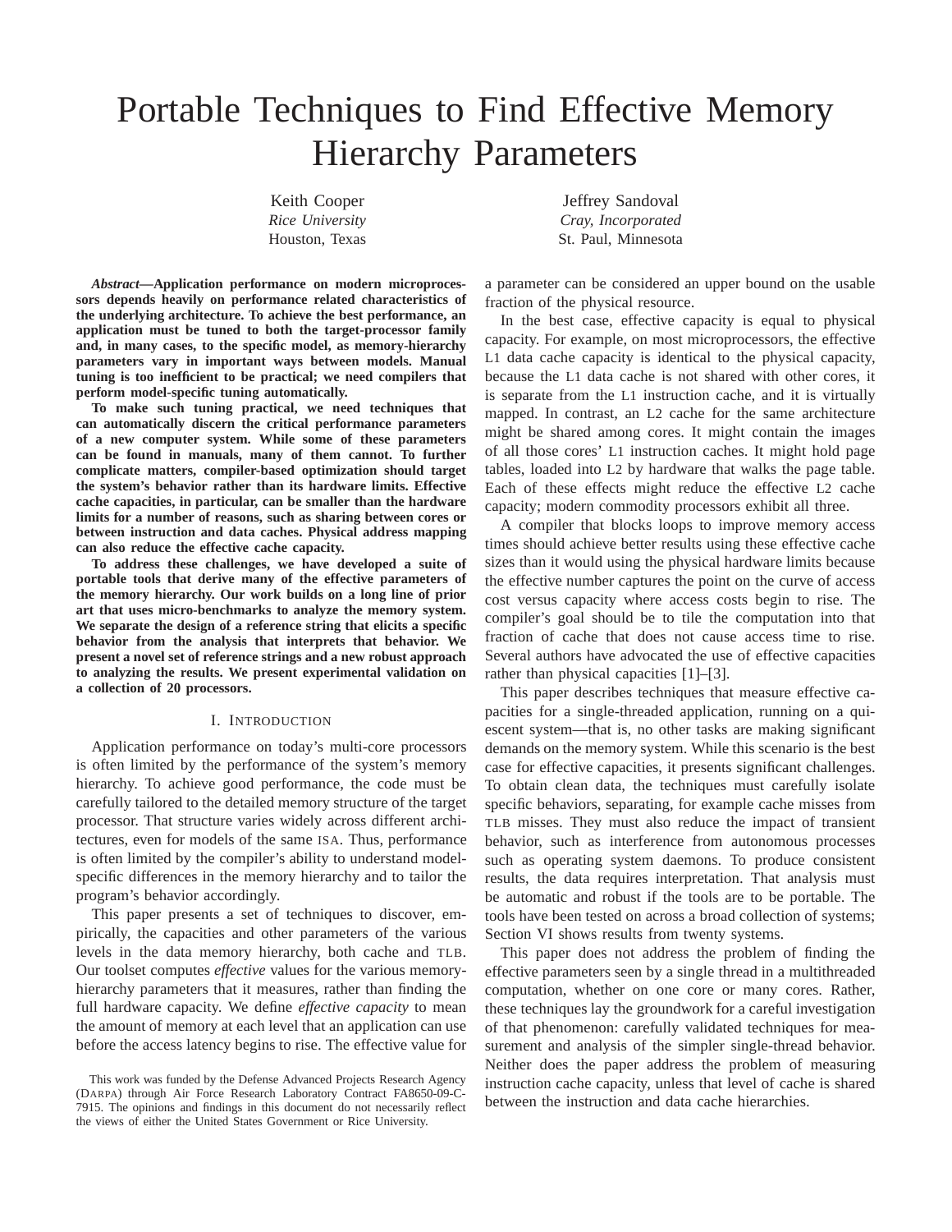# Portable Techniques to Find Effective Memory Hierarchy Parameters

Keith Cooper
*Rice University*
Houston, Texas

Jeffrey Sandoval
*Cray, Incorporated*
St. Paul, Minnesota

***Abstract*—Application performance on modern microprocessors depends heavily on performance related characteristics of the underlying architecture. To achieve the best performance, an application must be tuned to both the target-processor family and, in many cases, to the specific model, as memory-hierarchy parameters vary in important ways between models. Manual tuning is too inefficient to be practical; we need compilers that perform model-specific tuning automatically.**

**To make such tuning practical, we need techniques that can automatically discern the critical performance parameters of a new computer system. While some of these parameters can be found in manuals, many of them cannot. To further complicate matters, compiler-based optimization should target the system's behavior rather than its hardware limits. Effective cache capacities, in particular, can be smaller than the hardware limits for a number of reasons, such as sharing between cores or between instruction and data caches. Physical address mapping can also reduce the effective cache capacity.**

**To address these challenges, we have developed a suite of portable tools that derive many of the effective parameters of the memory hierarchy. Our work builds on a long line of prior art that uses micro-benchmarks to analyze the memory system. We separate the design of a reference string that elicits a specific behavior from the analysis that interprets that behavior. We present a novel set of reference strings and a new robust approach to analyzing the results. We present experimental validation on a collection of 20 processors.**

## I. Introduction

Application performance on today's multi-core processors is often limited by the performance of the system's memory hierarchy. To achieve good performance, the code must be carefully tailored to the detailed memory structure of the target processor. That structure varies widely across different architectures, even for models of the same ISA. Thus, performance is often limited by the compiler's ability to understand model-specific differences in the memory hierarchy and to tailor the program's behavior accordingly.

This paper presents a set of techniques to discover, empirically, the capacities and other parameters of the various levels in the data memory hierarchy, both cache and TLB. Our toolset computes *effective* values for the various memory-hierarchy parameters that it measures, rather than finding the full hardware capacity. We define *effective capacity* to mean the amount of memory at each level that an application can use before the access latency begins to rise. The effective value for a parameter can be considered an upper bound on the usable fraction of the physical resource.

In the best case, effective capacity is equal to physical capacity. For example, on most microprocessors, the effective L1 data cache capacity is identical to the physical capacity, because the L1 data cache is not shared with other cores, it is separate from the L1 instruction cache, and it is virtually mapped. In contrast, an L2 cache for the same architecture might be shared among cores. It might contain the images of all those cores' L1 instruction caches. It might hold page tables, loaded into L2 by hardware that walks the page table. Each of these effects might reduce the effective L2 cache capacity; modern commodity processors exhibit all three.

A compiler that blocks loops to improve memory access times should achieve better results using these effective cache sizes than it would using the physical hardware limits because the effective number captures the point on the curve of access cost versus capacity where access costs begin to rise. The compiler's goal should be to tile the computation into that fraction of cache that does not cause access time to rise. Several authors have advocated the use of effective capacities rather than physical capacities [1]–[3].

This paper describes techniques that measure effective capacities for a single-threaded application, running on a quiescent system—that is, no other tasks are making significant demands on the memory system. While this scenario is the best case for effective capacities, it presents significant challenges. To obtain clean data, the techniques must carefully isolate specific behaviors, separating, for example cache misses from TLB misses. They must also reduce the impact of transient behavior, such as interference from autonomous processes such as operating system daemons. To produce consistent results, the data requires interpretation. That analysis must be automatic and robust if the tools are to be portable. The tools have been tested on across a broad collection of systems; Section VI shows results from twenty systems.

This paper does not address the problem of finding the effective parameters seen by a single thread in a multithreaded computation, whether on one core or many cores. Rather, these techniques lay the groundwork for a careful investigation of that phenomenon: carefully validated techniques for measurement and analysis of the simpler single-thread behavior. Neither does the paper address the problem of measuring instruction cache capacity, unless that level of cache is shared between the instruction and data cache hierarchies.

This work was funded by the Defense Advanced Projects Research Agency (DARPA) through Air Force Research Laboratory Contract FA8650-09-C-7915. The opinions and findings in this document do not necessarily reflect the views of either the United States Government or Rice University.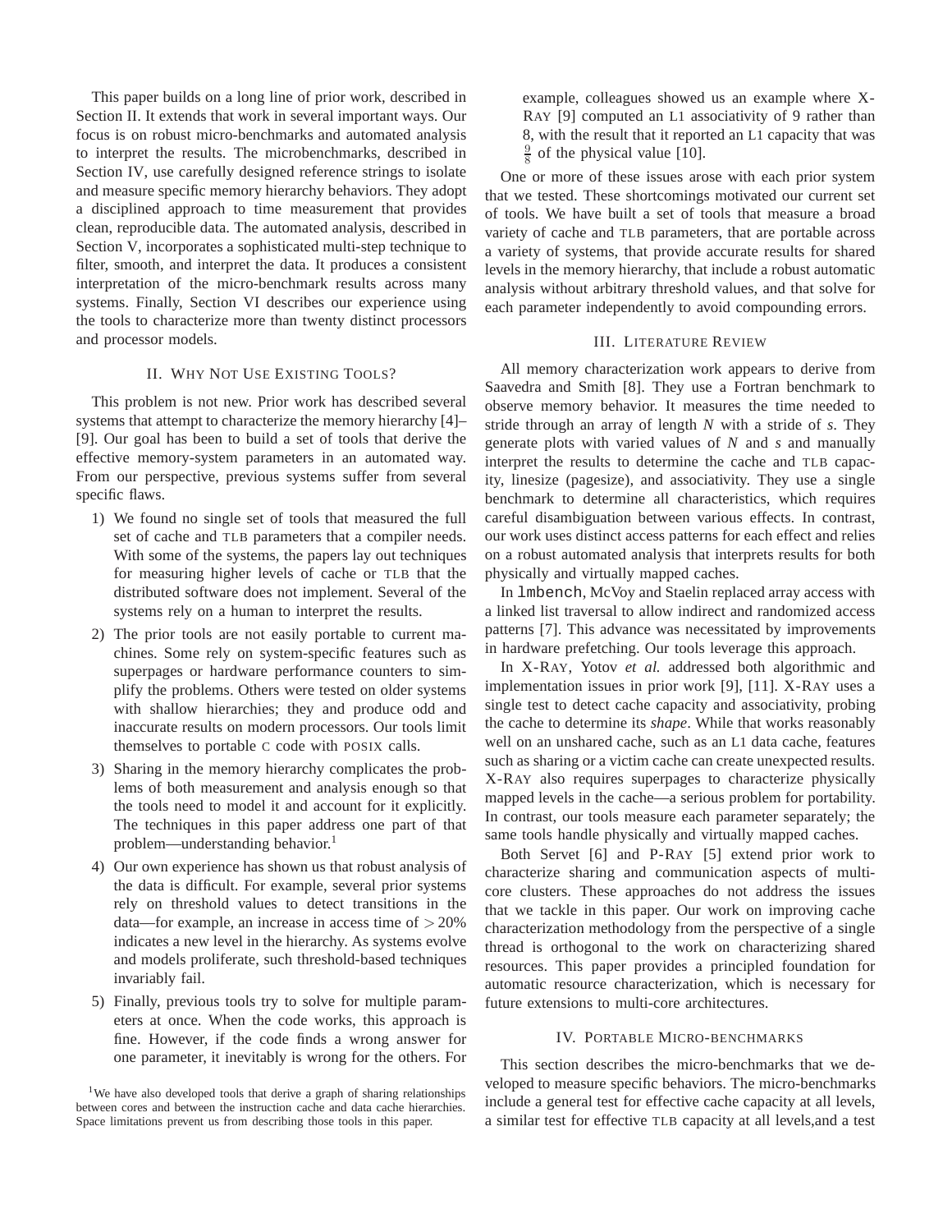This paper builds on a long line of prior work, described in Section II. It extends that work in several important ways. Our focus is on robust micro-benchmarks and automated analysis to interpret the results. The microbenchmarks, described in Section IV, use carefully designed reference strings to isolate and measure specific memory hierarchy behaviors. They adopt a disciplined approach to time measurement that provides clean, reproducible data. The automated analysis, described in Section V, incorporates a sophisticated multi-step technique to filter, smooth, and interpret the data. It produces a consistent interpretation of the micro-benchmark results across many systems. Finally, Section VI describes our experience using the tools to characterize more than twenty distinct processors and processor models.

## II. Why Not Use Existing Tools?

This problem is not new. Prior work has described several systems that attempt to characterize the memory hierarchy [4]–[9]. Our goal has been to build a set of tools that derive the effective memory-system parameters in an automated way. From our perspective, previous systems suffer from several specific flaws.

1) We found no single set of tools that measured the full set of cache and TLB parameters that a compiler needs. With some of the systems, the papers lay out techniques for measuring higher levels of cache or TLB that the distributed software does not implement. Several of the systems rely on a human to interpret the results.
2) The prior tools are not easily portable to current machines. Some rely on system-specific features such as superpages or hardware performance counters to simplify the problems. Others were tested on older systems with shallow hierarchies; they and produce odd and inaccurate results on modern processors. Our tools limit themselves to portable C code with POSIX calls.
3) Sharing in the memory hierarchy complicates the problems of both measurement and analysis enough so that the tools need to model it and account for it explicitly. The techniques in this paper address one part of that problem—understanding behavior.[1]
4) Our own experience has shown us that robust analysis of the data is difficult. For example, several prior systems rely on threshold values to detect transitions in the data—for example, an increase in access time of $>20\%$ indicates a new level in the hierarchy. As systems evolve and models proliferate, such threshold-based techniques invariably fail.
5) Finally, previous tools try to solve for multiple parameters at once. When the code works, this approach is fine. However, if the code finds a wrong answer for one parameter, it inevitably is wrong for the others. For example, colleagues showed us an example where X-Ray [9] computed an L1 associativity of 9 rather than 8, with the result that it reported an L1 capacity that was $\frac{9}{8}$ of the physical value [10].

One or more of these issues arose with each prior system that we tested. These shortcomings motivated our current set of tools. We have built a set of tools that measure a broad variety of cache and TLB parameters, that are portable across a variety of systems, that provide accurate results for shared levels in the memory hierarchy, that include a robust automatic analysis without arbitrary threshold values, and that solve for each parameter independently to avoid compounding errors.

## III. Literature Review

All memory characterization work appears to derive from Saavedra and Smith [8]. They use a Fortran benchmark to observe memory behavior. It measures the time needed to stride through an array of length *N* with a stride of *s*. They generate plots with varied values of *N* and *s* and manually interpret the results to determine the cache and TLB capacity, linesize (pagesize), and associativity. They use a single benchmark to determine all characteristics, which requires careful disambiguation between various effects. In contrast, our work uses distinct access patterns for each effect and relies on a robust automated analysis that interprets results for both physically and virtually mapped caches.

In `lmbench`, McVoy and Staelin replaced array access with a linked list traversal to allow indirect and randomized access patterns [7]. This advance was necessitated by improvements in hardware prefetching. Our tools leverage this approach.

In X-Ray, Yotov *et al.* addressed both algorithmic and implementation issues in prior work [9], [11]. X-Ray uses a single test to detect cache capacity and associativity, probing the cache to determine its *shape*. While that works reasonably well on an unshared cache, such as an L1 data cache, features such as sharing or a victim cache can create unexpected results. X-Ray also requires superpages to characterize physically mapped levels in the cache—a serious problem for portability. In contrast, our tools measure each parameter separately; the same tools handle physically and virtually mapped caches.

Both Servet [6] and P-Ray [5] extend prior work to characterize sharing and communication aspects of multi-core clusters. These approaches do not address the issues that we tackle in this paper. Our work on improving cache characterization methodology from the perspective of a single thread is orthogonal to the work on characterizing shared resources. This paper provides a principled foundation for automatic resource characterization, which is necessary for future extensions to multi-core architectures.

## IV. Portable Micro-benchmarks

This section describes the micro-benchmarks that we developed to measure specific behaviors. The micro-benchmarks include a general test for effective cache capacity at all levels, a similar test for effective TLB capacity at all levels,and a test

[1] We have also developed tools that derive a graph of sharing relationships between cores and between the instruction cache and data cache hierarchies. Space limitations prevent us from describing those tools in this paper.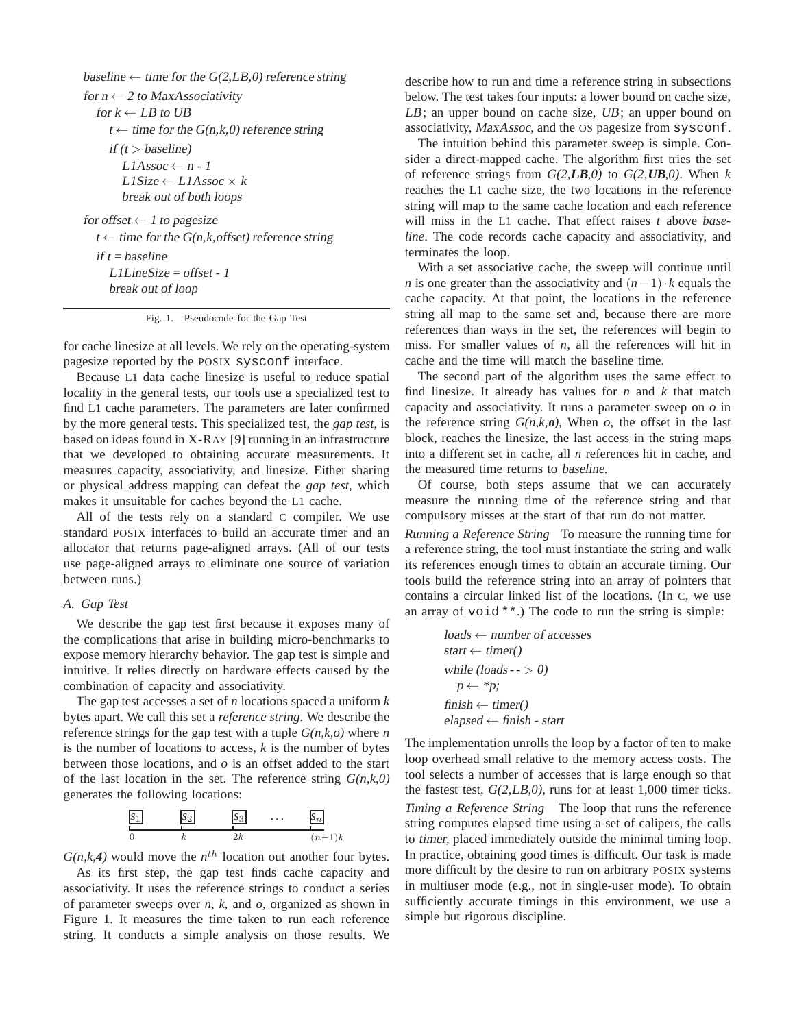```
baseline ← time for the G(2,LB,0) reference string
for n ← 2 to MaxAssociativity
   for k ← LB to UB
      t ← time for the G(n,k,0) reference string
      if (t > baseline)
         L1Assoc ← n - 1
         L1Size ← L1Assoc × k
         break out of both loops
for offset ← 1 to pagesize
   t ← time for the G(n,k,offset) reference string
   if t = baseline
      L1LineSize = offset - 1
      break out of loop
```

Fig. 1. Pseudocode for the Gap Test

for cache linesize at all levels. We rely on the operating-system pagesize reported by the POSIX `sysconf` interface.

Because L1 data cache linesize is useful to reduce spatial locality in the general tests, our tools use a specialized test to find L1 cache parameters. The parameters are later confirmed by the more general tests. This specialized test, the *gap test*, is based on ideas found in X-RAY [9] running in an infrastructure that we developed to obtaining accurate measurements. It measures capacity, associativity, and linesize. Either sharing or physical address mapping can defeat the *gap test*, which makes it unsuitable for caches beyond the L1 cache.

All of the tests rely on a standard C compiler. We use standard POSIX interfaces to build an accurate timer and an allocator that returns page-aligned arrays. (All of our tests use page-aligned arrays to eliminate one source of variation between runs.)

### A. Gap Test

We describe the gap test first because it exposes many of the complications that arise in building micro-benchmarks to expose memory hierarchy behavior. The gap test is simple and intuitive. It relies directly on hardware effects caused by the combination of capacity and associativity.

The gap test accesses a set of *n* locations spaced a uniform *k* bytes apart. We call this set a *reference string*. We describe the reference strings for the gap test with a tuple *G(n,k,o)* where *n* is the number of locations to access, *k* is the number of bytes between those locations, and *o* is an offset added to the start of the last location in the set. The reference string *G(n,k,0)* generates the following locations:

$$\begin{array}{ccccc} s_1 & s_2 & s_3 & \cdots & s_n \\ 0 & k & 2k & & (n-1)k \end{array}$$

*G(n,k,**4**)* would move the $n^{th}$ location out another four bytes.

As its first step, the gap test finds cache capacity and associativity. It uses the reference strings to conduct a series of parameter sweeps over *n*, *k*, and *o*, organized as shown in Figure 1. It measures the time taken to run each reference string. It conducts a simple analysis on those results. We describe how to run and time a reference string in subsections below. The test takes four inputs: a lower bound on cache size, *LB*; an upper bound on cache size, *UB*; an upper bound on associativity, *MaxAssoc*, and the OS pagesize from `sysconf`.

The intuition behind this parameter sweep is simple. Consider a direct-mapped cache. The algorithm first tries the set of reference strings from *G(2,**LB**,0)* to *G(2,**UB**,0)*. When *k* reaches the L1 cache size, the two locations in the reference string will map to the same cache location and each reference will miss in the L1 cache. That effect raises *t* above *baseline*. The code records cache capacity and associativity, and terminates the loop.

With a set associative cache, the sweep will continue until *n* is one greater than the associativity and $(n-1) \cdot k$ equals the cache capacity. At that point, the locations in the reference string all map to the same set and, because there are more references than ways in the set, the references will begin to miss. For smaller values of *n*, all the references will hit in cache and the time will match the baseline time.

The second part of the algorithm uses the same effect to find linesize. It already has values for *n* and *k* that match capacity and associativity. It runs a parameter sweep on *o* in the reference string *G(n,k,**o**)*, When *o*, the offset in the last block, reaches the linesize, the last access in the string maps into a different set in cache, all *n* references hit in cache, and the measured time returns to *baseline*.

Of course, both steps assume that we can accurately measure the running time of the reference string and that compulsory misses at the start of that run do not matter.

*Running a Reference String* To measure the running time for a reference string, the tool must instantiate the string and walk its references enough times to obtain an accurate timing. Our tools build the reference string into an array of pointers that contains a circular linked list of the locations. (In C, we use an array of `void **`.) The code to run the string is simple:

```
loads ← number of accesses
start ← timer()
while (loads-- > 0)
   p ← *p;
finish ← timer()
elapsed ← finish - start
```

The implementation unrolls the loop by a factor of ten to make loop overhead small relative to the memory access costs. The tool selects a number of accesses that is large enough so that the fastest test, *G(2,LB,0)*, runs for at least 1,000 timer ticks.

*Timing a Reference String* The loop that runs the reference string computes elapsed time using a set of calipers, the calls to *timer*, placed immediately outside the minimal timing loop. In practice, obtaining good times is difficult. Our task is made more difficult by the desire to run on arbitrary POSIX systems in multiuser mode (e.g., not in single-user mode). To obtain sufficiently accurate timings in this environment, we use a simple but rigorous discipline.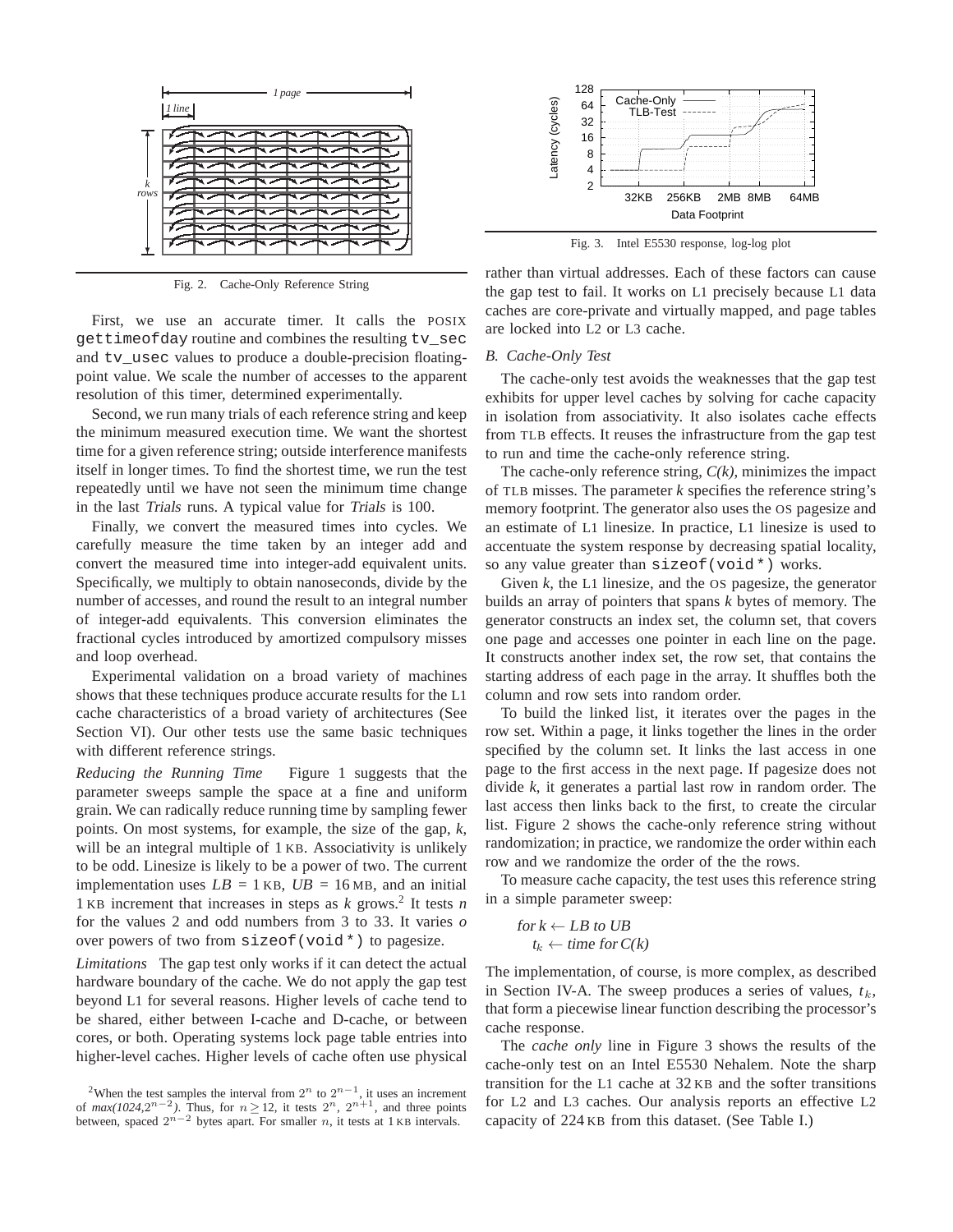Fig. 2. Cache-Only Reference String

First, we use an accurate timer. It calls the POSIX `gettimeofday` routine and combines the resulting `tv_sec` and `tv_usec` values to produce a double-precision floating-point value. We scale the number of accesses to the apparent resolution of this timer, determined experimentally.

Second, we run many trials of each reference string and keep the minimum measured execution time. We want the shortest time for a given reference string; outside interference manifests itself in longer times. To find the shortest time, we run the test repeatedly until we have not seen the minimum time change in the last *Trials* runs. A typical value for *Trials* is 100.

Finally, we convert the measured times into cycles. We carefully measure the time taken by an integer add and convert the measured time into integer-add equivalent units. Specifically, we multiply to obtain nanoseconds, divide by the number of accesses, and round the result to an integral number of integer-add equivalents. This conversion eliminates the fractional cycles introduced by amortized compulsory misses and loop overhead.

Experimental validation on a broad variety of machines shows that these techniques produce accurate results for the L1 cache characteristics of a broad variety of architectures (See Section VI). Our other tests use the same basic techniques with different reference strings.

*Reducing the Running Time* Figure 1 suggests that the parameter sweeps sample the space at a fine and uniform grain. We can radically reduce running time by sampling fewer points. On most systems, for example, the size of the gap, *k*, will be an integral multiple of 1 KB. Associativity is unlikely to be odd. Linesize is likely to be a power of two. The current implementation uses *LB* = 1 KB, *UB* = 16 MB, and an initial 1 KB increment that increases in steps as *k* grows.[2] It tests *n* for the values 2 and odd numbers from 3 to 33. It varies *o* over powers of two from `sizeof(void*)` to pagesize.

*Limitations* The gap test only works if it can detect the actual hardware boundary of the cache. We do not apply the gap test beyond L1 for several reasons. Higher levels of cache tend to be shared, either between I-cache and D-cache, or between cores, or both. Operating systems lock page table entries into higher-level caches. Higher levels of cache often use physical rather than virtual addresses. Each of these factors can cause the gap test to fail. It works on L1 precisely because L1 data caches are core-private and virtually mapped, and page tables are locked into L2 or L3 cache.

[2] When the test samples the interval from $2^n$ to $2^{n-1}$, it uses an increment of $max(1024, 2^{n-2})$. Thus, for $n \geq 12$, it tests $2^n$, $2^{n+1}$, and three points between, spaced $2^{n-2}$ bytes apart. For smaller $n$, it tests at 1 KB intervals.

Fig. 3. Intel E5530 response, log-log plot

### B. Cache-Only Test

The cache-only test avoids the weaknesses that the gap test exhibits for upper level caches by solving for cache capacity in isolation from associativity. It also isolates cache effects from TLB effects. It reuses the infrastructure from the gap test to run and time the cache-only reference string.

The cache-only reference string, *C(k)*, minimizes the impact of TLB misses. The parameter *k* specifies the reference string's memory footprint. The generator also uses the OS pagesize and an estimate of L1 linesize. In practice, L1 linesize is used to accentuate the system response by decreasing spatial locality, so any value greater than `sizeof(void*)` works.

Given *k*, the L1 linesize, and the OS pagesize, the generator builds an array of pointers that spans *k* bytes of memory. The generator constructs an index set, the column set, that covers one page and accesses one pointer in each line on the page. It constructs another index set, the row set, that contains the starting address of each page in the array. It shuffles both the column and row sets into random order.

To build the linked list, it iterates over the pages in the row set. Within a page, it links together the lines in the order specified by the column set. It links the last access in one page to the first access in the next page. If pagesize does not divide *k*, it generates a partial last row in random order. The last access then links back to the first, to create the circular list. Figure 2 shows the cache-only reference string without randomization; in practice, we randomize the order within each row and we randomize the order of the the rows.

To measure cache capacity, the test uses this reference string in a simple parameter sweep:

*for* $k \leftarrow$ *LB to UB*
  $t_k \leftarrow$ *time for C(k)*

The implementation, of course, is more complex, as described in Section IV-A. The sweep produces a series of values, $t_k$, that form a piecewise linear function describing the processor's cache response.

The *cache only* line in Figure 3 shows the results of the cache-only test on an Intel E5530 Nehalem. Note the sharp transition for the L1 cache at 32 KB and the softer transitions for L2 and L3 caches. Our analysis reports an effective L2 capacity of 224 KB from this dataset. (See Table I.)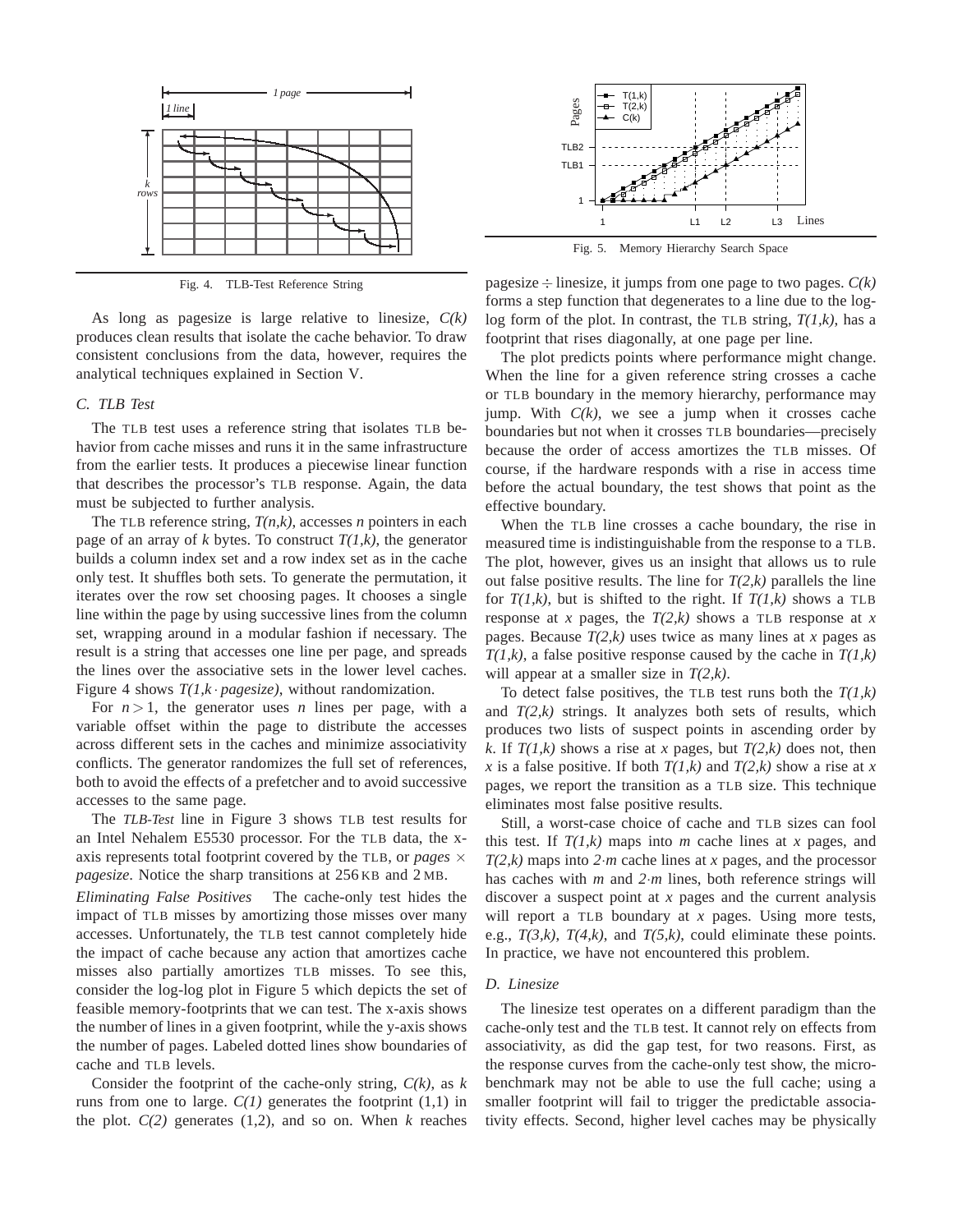Fig. 4. TLB-Test Reference String

As long as pagesize is large relative to linesize, *C(k)* produces clean results that isolate the cache behavior. To draw consistent conclusions from the data, however, requires the analytical techniques explained in Section V.

### C. TLB Test

The TLB test uses a reference string that isolates TLB behavior from cache misses and runs it in the same infrastructure from the earlier tests. It produces a piecewise linear function that describes the processor's TLB response. Again, the data must be subjected to further analysis.

The TLB reference string, *T(n,k)*, accesses *n* pointers in each page of an array of *k* bytes. To construct *T(1,k)*, the generator builds a column index set and a row index set as in the cache only test. It shuffles both sets. To generate the permutation, it iterates over the row set choosing pages. It chooses a single line within the page by using successive lines from the column set, wrapping around in a modular fashion if necessary. The result is a string that accesses one line per page, and spreads the lines over the associative sets in the lower level caches. Figure 4 shows $T(1,k \cdot pagesize)$, without randomization.

For $n > 1$, the generator uses *n* lines per page, with a variable offset within the page to distribute the accesses across different sets in the caches and minimize associativity conflicts. The generator randomizes the full set of references, both to avoid the effects of a prefetcher and to avoid successive accesses to the same page.

The *TLB-Test* line in Figure 3 shows TLB test results for an Intel Nehalem E5530 processor. For the TLB data, the x-axis represents total footprint covered by the TLB, or *pages* $\times$ *pagesize*. Notice the sharp transitions at 256 KB and 2 MB.

*Eliminating False Positives* The cache-only test hides the impact of TLB misses by amortizing those misses over many accesses. Unfortunately, the TLB test cannot completely hide the impact of cache because any action that amortizes cache misses also partially amortizes TLB misses. To see this, consider the log-log plot in Figure 5 which depicts the set of feasible memory-footprints that we can test. The x-axis shows the number of lines in a given footprint, while the y-axis shows the number of pages. Labeled dotted lines show boundaries of cache and TLB levels.

Consider the footprint of the cache-only string, *C(k)*, as *k* runs from one to large. *C(1)* generates the footprint (1,1) in the plot. *C(2)* generates (1,2), and so on. When *k* reaches pagesize $\div$ linesize, it jumps from one page to two pages. *C(k)* forms a step function that degenerates to a line due to the log-log form of the plot. In contrast, the TLB string, *T(1,k)*, has a footprint that rises diagonally, at one page per line.

Fig. 5. Memory Hierarchy Search Space

The plot predicts points where performance might change. When the line for a given reference string crosses a cache or TLB boundary in the memory hierarchy, performance may jump. With *C(k)*, we see a jump when it crosses cache boundaries but not when it crosses TLB boundaries—precisely because the order of access amortizes the TLB misses. Of course, if the hardware responds with a rise in access time before the actual boundary, the test shows that point as the effective boundary.

When the TLB line crosses a cache boundary, the rise in measured time is indistinguishable from the response to a TLB. The plot, however, gives us an insight that allows us to rule out false positive results. The line for *T(2,k)* parallels the line for *T(1,k)*, but is shifted to the right. If *T(1,k)* shows a TLB response at *x* pages, the *T(2,k)* shows a TLB response at *x* pages. Because *T(2,k)* uses twice as many lines at *x* pages as *T(1,k)*, a false positive response caused by the cache in *T(1,k)* will appear at a smaller size in *T(2,k)*.

To detect false positives, the TLB test runs both the *T(1,k)* and *T(2,k)* strings. It analyzes both sets of results, which produces two lists of suspect points in ascending order by *k*. If *T(1,k)* shows a rise at *x* pages, but *T(2,k)* does not, then *x* is a false positive. If both *T(1,k)* and *T(2,k)* show a rise at *x* pages, we report the transition as a TLB size. This technique eliminates most false positive results.

Still, a worst-case choice of cache and TLB sizes can fool this test. If *T(1,k)* maps into *m* cache lines at *x* pages, and *T(2,k)* maps into $2 \cdot m$ cache lines at *x* pages, and the processor has caches with *m* and $2 \cdot m$ lines, both reference strings will discover a suspect point at *x* pages and the current analysis will report a TLB boundary at *x* pages. Using more tests, e.g., *T(3,k)*, *T(4,k)*, and *T(5,k)*, could eliminate these points. In practice, we have not encountered this problem.

### D. Linesize

The linesize test operates on a different paradigm than the cache-only test and the TLB test. It cannot rely on effects from associativity, as did the gap test, for two reasons. First, as the response curves from the cache-only test show, the microbenchmark may not be able to use the full cache; using a smaller footprint will fail to trigger the predictable associativity effects. Second, higher level caches may be physically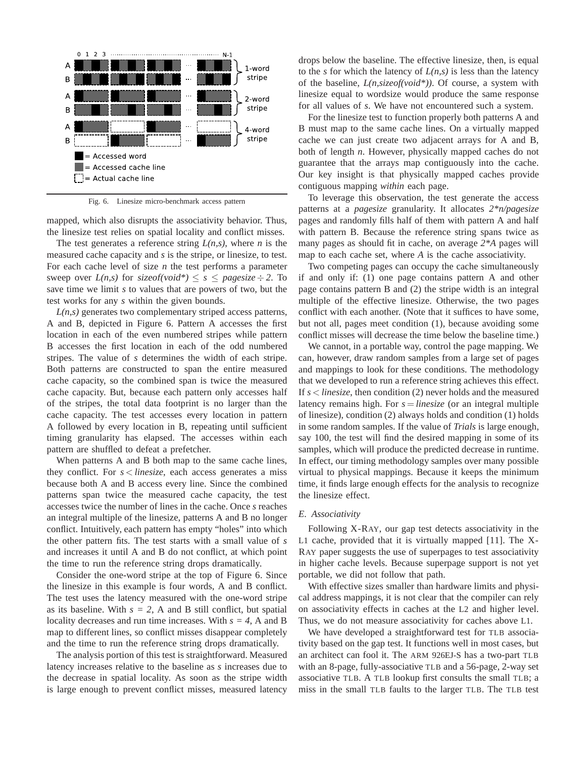Fig. 6. Linesize micro-benchmark access pattern

mapped, which also disrupts the associativity behavior. Thus, the linesize test relies on spatial locality and conflict misses.

The test generates a reference string *L(n,s)*, where *n* is the measured cache capacity and *s* is the stripe, or linesize, to test. For each cache level of size *n* the test performs a parameter sweep over *L(n,s)* for $sizeof(void^*) \leq s \leq pagesize \div 2$. To save time we limit *s* to values that are powers of two, but the test works for any *s* within the given bounds.

*L(n,s)* generates two complementary striped access patterns, A and B, depicted in Figure 6. Pattern A accesses the first location in each of the even numbered stripes while pattern B accesses the first location in each of the odd numbered stripes. The value of *s* determines the width of each stripe. Both patterns are constructed to span the entire measured cache capacity, so the combined span is twice the measured cache capacity. But, because each pattern only accesses half of the stripes, the total data footprint is no larger than the cache capacity. The test accesses every location in pattern A followed by every location in B, repeating until sufficient timing granularity has elapsed. The accesses within each pattern are shuffled to defeat a prefetcher.

When patterns A and B both map to the same cache lines, they conflict. For $s < linesize$, each access generates a miss because both A and B access every line. Since the combined patterns span twice the measured cache capacity, the test accesses twice the number of lines in the cache. Once *s* reaches an integral multiple of the linesize, patterns A and B no longer conflict. Intuitively, each pattern has empty "holes" into which the other pattern fits. The test starts with a small value of *s* and increases it until A and B do not conflict, at which point the time to run the reference string drops dramatically.

Consider the one-word stripe at the top of Figure 6. Since the linesize in this example is four words, A and B conflict. The test uses the latency measured with the one-word stripe as its baseline. With $s = 2$, A and B still conflict, but spatial locality decreases and run time increases. With $s = 4$, A and B map to different lines, so conflict misses disappear completely and the time to run the reference string drops dramatically.

The analysis portion of this test is straightforward. Measured latency increases relative to the baseline as *s* increases due to the decrease in spatial locality. As soon as the stripe width is large enough to prevent conflict misses, measured latency drops below the baseline. The effective linesize, then, is equal to the *s* for which the latency of *L(n,s)* is less than the latency of the baseline, *L(n,sizeof(void\*))*. Of course, a system with linesize equal to wordsize would produce the same response for all values of *s*. We have not encountered such a system.

For the linesize test to function properly both patterns A and B must map to the same cache lines. On a virtually mapped cache we can just create two adjacent arrays for A and B, both of length *n*. However, physically mapped caches do not guarantee that the arrays map contiguously into the cache. Our key insight is that physically mapped caches provide contiguous mapping *within* each page.

To leverage this observation, the test generate the access patterns at a *pagesize* granularity. It allocates *2\*n/pagesize* pages and randomly fills half of them with pattern A and half with pattern B. Because the reference string spans twice as many pages as should fit in cache, on average *2\*A* pages will map to each cache set, where *A* is the cache associativity.

Two competing pages can occupy the cache simultaneously if and only if: (1) one page contains pattern A and other page contains pattern B and (2) the stripe width is an integral multiple of the effective linesize. Otherwise, the two pages conflict with each another. (Note that it suffices to have some, but not all, pages meet condition (1), because avoiding some conflict misses will decrease the time below the baseline time.)

We cannot, in a portable way, control the page mapping. We can, however, draw random samples from a large set of pages and mappings to look for these conditions. The methodology that we developed to run a reference string achieves this effect. If $s < linesize$, then condition (2) never holds and the measured latency remains high. For $s = linesize$ (or an integral multiple of linesize), condition (2) always holds and condition (1) holds in some random samples. If the value of *Trials* is large enough, say 100, the test will find the desired mapping in some of its samples, which will produce the predicted decrease in runtime. In effect, our timing methodology samples over many possible virtual to physical mappings. Because it keeps the minimum time, it finds large enough effects for the analysis to recognize the linesize effect.

### E. Associativity

Following X-RAY, our gap test detects associativity in the L1 cache, provided that it is virtually mapped [11]. The X-RAY paper suggests the use of superpages to test associativity in higher cache levels. Because superpage support is not yet portable, we did not follow that path.

With effective sizes smaller than hardware limits and physical address mappings, it is not clear that the compiler can rely on associativity effects in caches at the L2 and higher level. Thus, we do not measure associativity for caches above L1.

We have developed a straightforward test for TLB associativity based on the gap test. It functions well in most cases, but an architect can fool it. The ARM 926EJ-S has a two-part TLB with an 8-page, fully-associative TLB and a 56-page, 2-way set associative TLB. A TLB lookup first consults the small TLB; a miss in the small TLB faults to the larger TLB. The TLB test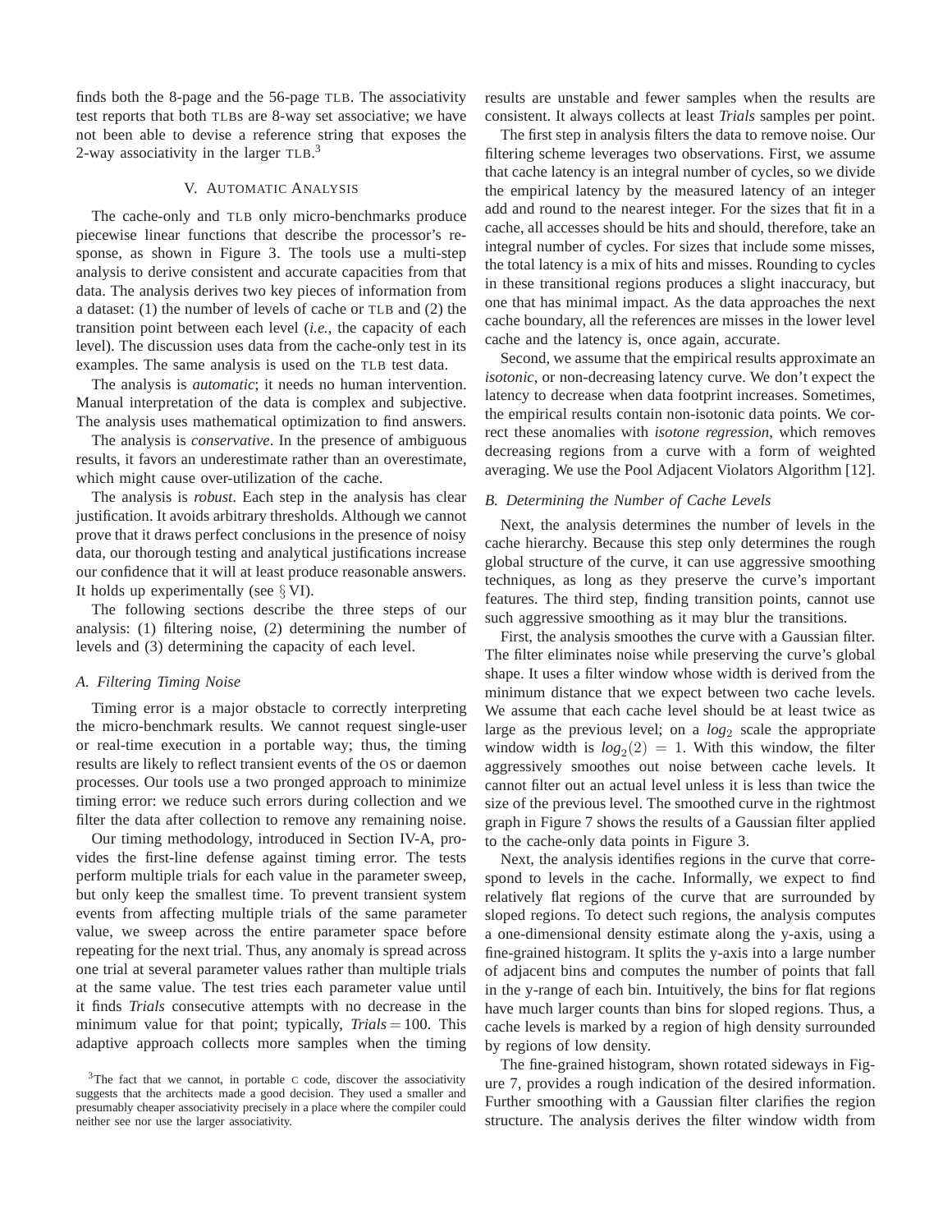finds both the 8-page and the 56-page TLB. The associativity test reports that both TLBs are 8-way set associative; we have not been able to devise a reference string that exposes the 2-way associativity in the larger TLB.[3]

## V. Automatic Analysis

The cache-only and TLB only micro-benchmarks produce piecewise linear functions that describe the processor's response, as shown in Figure 3. The tools use a multi-step analysis to derive consistent and accurate capacities from that data. The analysis derives two key pieces of information from a dataset: (1) the number of levels of cache or TLB and (2) the transition point between each level (*i.e.*, the capacity of each level). The discussion uses data from the cache-only test in its examples. The same analysis is used on the TLB test data.

The analysis is *automatic*; it needs no human intervention. Manual interpretation of the data is complex and subjective. The analysis uses mathematical optimization to find answers.

The analysis is *conservative*. In the presence of ambiguous results, it favors an underestimate rather than an overestimate, which might cause over-utilization of the cache.

The analysis is *robust*. Each step in the analysis has clear justification. It avoids arbitrary thresholds. Although we cannot prove that it draws perfect conclusions in the presence of noisy data, our thorough testing and analytical justifications increase our confidence that it will at least produce reasonable answers. It holds up experimentally (see § VI).

The following sections describe the three steps of our analysis: (1) filtering noise, (2) determining the number of levels and (3) determining the capacity of each level.

### A. Filtering Timing Noise

Timing error is a major obstacle to correctly interpreting the micro-benchmark results. We cannot request single-user or real-time execution in a portable way; thus, the timing results are likely to reflect transient events of the OS or daemon processes. Our tools use a two pronged approach to minimize timing error: we reduce such errors during collection and we filter the data after collection to remove any remaining noise.

Our timing methodology, introduced in Section IV-A, provides the first-line defense against timing error. The tests perform multiple trials for each value in the parameter sweep, but only keep the smallest time. To prevent transient system events from affecting multiple trials of the same parameter value, we sweep across the entire parameter space before repeating for the next trial. Thus, any anomaly is spread across one trial at several parameter values rather than multiple trials at the same value. The test tries each parameter value until it finds *Trials* consecutive attempts with no decrease in the minimum value for that point; typically, $Trials = 100$. This adaptive approach collects more samples when the timing results are unstable and fewer samples when the results are consistent. It always collects at least *Trials* samples per point.

The first step in analysis filters the data to remove noise. Our filtering scheme leverages two observations. First, we assume that cache latency is an integral number of cycles, so we divide the empirical latency by the measured latency of an integer add and round to the nearest integer. For the sizes that fit in a cache, all accesses should be hits and should, therefore, take an integral number of cycles. For sizes that include some misses, the total latency is a mix of hits and misses. Rounding to cycles in these transitional regions produces a slight inaccuracy, but one that has minimal impact. As the data approaches the next cache boundary, all the references are misses in the lower level cache and the latency is, once again, accurate.

Second, we assume that the empirical results approximate an *isotonic*, or non-decreasing latency curve. We don't expect the latency to decrease when data footprint increases. Sometimes, the empirical results contain non-isotonic data points. We correct these anomalies with *isotone regression*, which removes decreasing regions from a curve with a form of weighted averaging. We use the Pool Adjacent Violators Algorithm [12].

### B. Determining the Number of Cache Levels

Next, the analysis determines the number of levels in the cache hierarchy. Because this step only determines the rough global structure of the curve, it can use aggressive smoothing techniques, as long as they preserve the curve's important features. The third step, finding transition points, cannot use such aggressive smoothing as it may blur the transitions.

First, the analysis smoothes the curve with a Gaussian filter. The filter eliminates noise while preserving the curve's global shape. It uses a filter window whose width is derived from the minimum distance that we expect between two cache levels. We assume that each cache level should be at least twice as large as the previous level; on a $log_2$ scale the appropriate window width is $log_2(2) = 1$. With this window, the filter aggressively smoothes out noise between cache levels. It cannot filter out an actual level unless it is less than twice the size of the previous level. The smoothed curve in the rightmost graph in Figure 7 shows the results of a Gaussian filter applied to the cache-only data points in Figure 3.

Next, the analysis identifies regions in the curve that correspond to levels in the cache. Informally, we expect to find relatively flat regions of the curve that are surrounded by sloped regions. To detect such regions, the analysis computes a one-dimensional density estimate along the y-axis, using a fine-grained histogram. It splits the y-axis into a large number of adjacent bins and computes the number of points that fall in the y-range of each bin. Intuitively, the bins for flat regions have much larger counts than bins for sloped regions. Thus, a cache levels is marked by a region of high density surrounded by regions of low density.

The fine-grained histogram, shown rotated sideways in Figure 7, provides a rough indication of the desired information. Further smoothing with a Gaussian filter clarifies the region structure. The analysis derives the filter window width from

[3] The fact that we cannot, in portable C code, discover the associativity suggests that the architects made a good decision. They used a smaller and presumably cheaper associativity precisely in a place where the compiler could neither see nor use the larger associativity.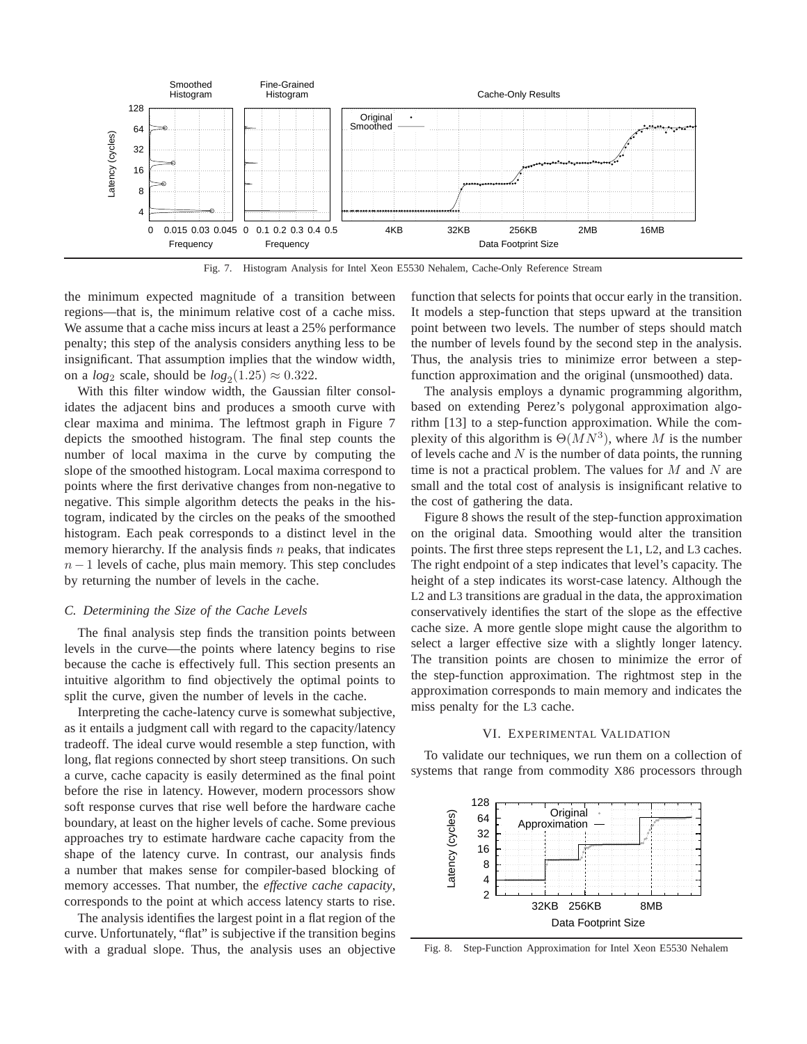Fig. 7. Histogram Analysis for Intel Xeon E5530 Nehalem, Cache-Only Reference Stream

the minimum expected magnitude of a transition between regions—that is, the minimum relative cost of a cache miss. We assume that a cache miss incurs at least a 25% performance penalty; this step of the analysis considers anything less to be insignificant. That assumption implies that the window width, on a $log_2$ scale, should be $log_2(1.25) \approx 0.322$.

With this filter window width, the Gaussian filter consolidates the adjacent bins and produces a smooth curve with clear maxima and minima. The leftmost graph in Figure 7 depicts the smoothed histogram. The final step counts the number of local maxima in the curve by computing the slope of the smoothed histogram. Local maxima correspond to points where the first derivative changes from non-negative to negative. This simple algorithm detects the peaks in the histogram, indicated by the circles on the peaks of the smoothed histogram. Each peak corresponds to a distinct level in the memory hierarchy. If the analysis finds $n$ peaks, that indicates $n-1$ levels of cache, plus main memory. This step concludes by returning the number of levels in the cache.

### C. Determining the Size of the Cache Levels

The final analysis step finds the transition points between levels in the curve—the points where latency begins to rise because the cache is effectively full. This section presents an intuitive algorithm to find objectively the optimal points to split the curve, given the number of levels in the cache.

Interpreting the cache-latency curve is somewhat subjective, as it entails a judgment call with regard to the capacity/latency tradeoff. The ideal curve would resemble a step function, with long, flat regions connected by short steep transitions. On such a curve, cache capacity is easily determined as the final point before the rise in latency. However, modern processors show soft response curves that rise well before the hardware cache boundary, at least on the higher levels of cache. Some previous approaches try to estimate hardware cache capacity from the shape of the latency curve. In contrast, our analysis finds a number that makes sense for compiler-based blocking of memory accesses. That number, the *effective cache capacity*, corresponds to the point at which access latency starts to rise.

The analysis identifies the largest point in a flat region of the curve. Unfortunately, "flat" is subjective if the transition begins with a gradual slope. Thus, the analysis uses an objective function that selects for points that occur early in the transition. It models a step-function that steps upward at the transition point between two levels. The number of steps should match the number of levels found by the second step in the analysis. Thus, the analysis tries to minimize error between a step-function approximation and the original (unsmoothed) data.

The analysis employs a dynamic programming algorithm, based on extending Perez's polygonal approximation algorithm [13] to a step-function approximation. While the complexity of this algorithm is $\Theta(MN^3)$, where $M$ is the number of levels cache and $N$ is the number of data points, the running time is not a practical problem. The values for $M$ and $N$ are small and the total cost of analysis is insignificant relative to the cost of gathering the data.

Figure 8 shows the result of the step-function approximation on the original data. Smoothing would alter the transition points. The first three steps represent the L1, L2, and L3 caches. The right endpoint of a step indicates that level's capacity. The height of a step indicates its worst-case latency. Although the L2 and L3 transitions are gradual in the data, the approximation conservatively identifies the start of the slope as the effective cache size. A more gentle slope might cause the algorithm to select a larger effective size with a slightly longer latency. The transition points are chosen to minimize the error of the step-function approximation. The rightmost step in the approximation corresponds to main memory and indicates the miss penalty for the L3 cache.

## VI. Experimental Validation

To validate our techniques, we run them on a collection of systems that range from commodity X86 processors through

Fig. 8. Step-Function Approximation for Intel Xeon E5530 Nehalem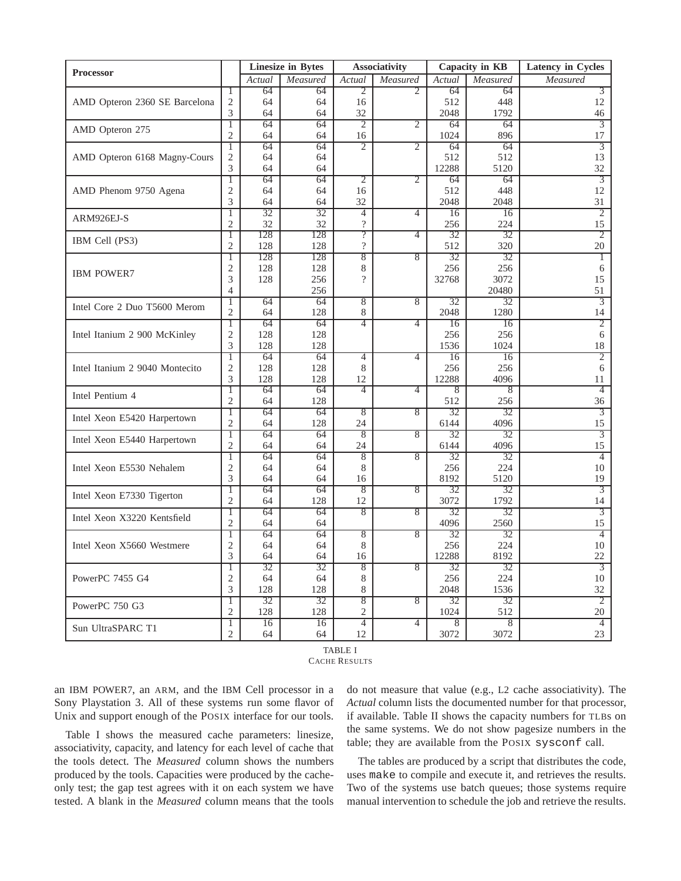| Processor | | Linesize in Bytes | | Associativity | | Capacity in KB | | Latency in Cycles |
|---|---|---|---|---|---|---|---|---|
| | | *Actual* | *Measured* | *Actual* | *Measured* | *Actual* | *Measured* | *Measured* |
| AMD Opteron 2360 SE Barcelona | 1 | 64 | 64 | 2 | 2 | 64 | 64 | 3 |
| | 2 | 64 | 64 | 16 | | 512 | 448 | 12 |
| | 3 | 64 | 64 | 32 | | 2048 | 1792 | 46 |
| AMD Opteron 275 | 1 | 64 | 64 | 2 | 2 | 64 | 64 | 3 |
| | 2 | 64 | 64 | 16 | | 1024 | 896 | 17 |
| AMD Opteron 6168 Magny-Cours | 1 | 64 | 64 | 2 | 2 | 64 | 64 | 3 |
| | 2 | 64 | 64 | | | 512 | 512 | 13 |
| | 3 | 64 | 64 | | | 12288 | 5120 | 32 |
| AMD Phenom 9750 Agena | 1 | 64 | 64 | 2 | 2 | 64 | 64 | 3 |
| | 2 | 64 | 64 | 16 | | 512 | 448 | 12 |
| | 3 | 64 | 64 | 32 | | 2048 | 2048 | 31 |
| ARM926EJ-S | 1 | 32 | 32 | 4 | 4 | 16 | 16 | 2 |
| | 2 | 32 | 32 | ? | | 256 | 224 | 15 |
| IBM Cell (PS3) | 1 | 128 | 128 | ? | 4 | 32 | 32 | 2 |
| | 2 | 128 | 128 | ? | | 512 | 320 | 20 |
| IBM POWER7 | 1 | 128 | 128 | 8 | 8 | 32 | 32 | 1 |
| | 2 | 128 | 128 | 8 | | 256 | 256 | 6 |
| | 3 | 128 | 256 | ? | | 32768 | 3072 | 15 |
| | 4 | | 256 | | | | 20480 | 51 |
| Intel Core 2 Duo T5600 Merom | 1 | 64 | 64 | 8 | 8 | 32 | 32 | 3 |
| | 2 | 64 | 128 | 8 | | 2048 | 1280 | 14 |
| Intel Itanium 2 900 McKinley | 1 | 64 | 64 | 4 | 4 | 16 | 16 | 2 |
| | 2 | 128 | 128 | | | 256 | 256 | 6 |
| | 3 | 128 | 128 | | | 1536 | 1024 | 18 |
| Intel Itanium 2 9040 Montecito | 1 | 64 | 64 | 4 | 4 | 16 | 16 | 2 |
| | 2 | 128 | 128 | 8 | | 256 | 256 | 6 |
| | 3 | 128 | 128 | 12 | | 12288 | 4096 | 11 |
| Intel Pentium 4 | 1 | 64 | 64 | 4 | 4 | 8 | 8 | 4 |
| | 2 | 64 | 128 | | | 512 | 256 | 36 |
| Intel Xeon E5420 Harpertown | 1 | 64 | 64 | 8 | 8 | 32 | 32 | 3 |
| | 2 | 64 | 128 | 24 | | 6144 | 4096 | 15 |
| Intel Xeon E5440 Harpertown | 1 | 64 | 64 | 8 | 8 | 32 | 32 | 3 |
| | 2 | 64 | 64 | 24 | | 6144 | 4096 | 15 |
| Intel Xeon E5530 Nehalem | 1 | 64 | 64 | 8 | 8 | 32 | 32 | 4 |
| | 2 | 64 | 64 | 8 | | 256 | 224 | 10 |
| | 3 | 64 | 64 | 16 | | 8192 | 5120 | 19 |
| Intel Xeon E7330 Tigerton | 1 | 64 | 64 | 8 | 8 | 32 | 32 | 3 |
| | 2 | 64 | 128 | 12 | | 3072 | 1792 | 14 |
| Intel Xeon X3220 Kentsfield | 1 | 64 | 64 | 8 | 8 | 32 | 32 | 3 |
| | 2 | 64 | 64 | | | 4096 | 2560 | 15 |
| Intel Xeon X5660 Westmere | 1 | 64 | 64 | 8 | 8 | 32 | 32 | 4 |
| | 2 | 64 | 64 | 8 | | 256 | 224 | 10 |
| | 3 | 64 | 64 | 16 | | 12288 | 8192 | 22 |
| PowerPC 7455 G4 | 1 | 32 | 32 | 8 | 8 | 32 | 32 | 3 |
| | 2 | 64 | 64 | 8 | | 256 | 224 | 10 |
| | 3 | 128 | 128 | 8 | | 2048 | 1536 | 32 |
| PowerPC 750 G3 | 1 | 32 | 32 | 8 | 8 | 32 | 32 | 2 |
| | 2 | 128 | 128 | 2 | | 1024 | 512 | 20 |
| Sun UltraSPARC T1 | 1 | 16 | 16 | 4 | 4 | 8 | 8 | 4 |
| | 2 | 64 | 64 | 12 | | 3072 | 3072 | 23 |

TABLE I
CACHE RESULTS

an IBM POWER7, an ARM, and the IBM Cell processor in a Sony Playstation 3. All of these systems run some flavor of Unix and support enough of the POSIX interface for our tools.

Table I shows the measured cache parameters: linesize, associativity, capacity, and latency for each level of cache that the tools detect. The *Measured* column shows the numbers produced by the tools. Capacities were produced by the cache-only test; the gap test agrees with it on each system we have tested. A blank in the *Measured* column means that the tools do not measure that value (e.g., L2 cache associativity). The *Actual* column lists the documented number for that processor, if available. Table II shows the capacity numbers for TLBs on the same systems. We do not show pagesize numbers in the table; they are available from the POSIX `sysconf` call.

The tables are produced by a script that distributes the code, uses `make` to compile and execute it, and retrieves the results. Two of the systems use batch queues; those systems require manual intervention to schedule the job and retrieve the results.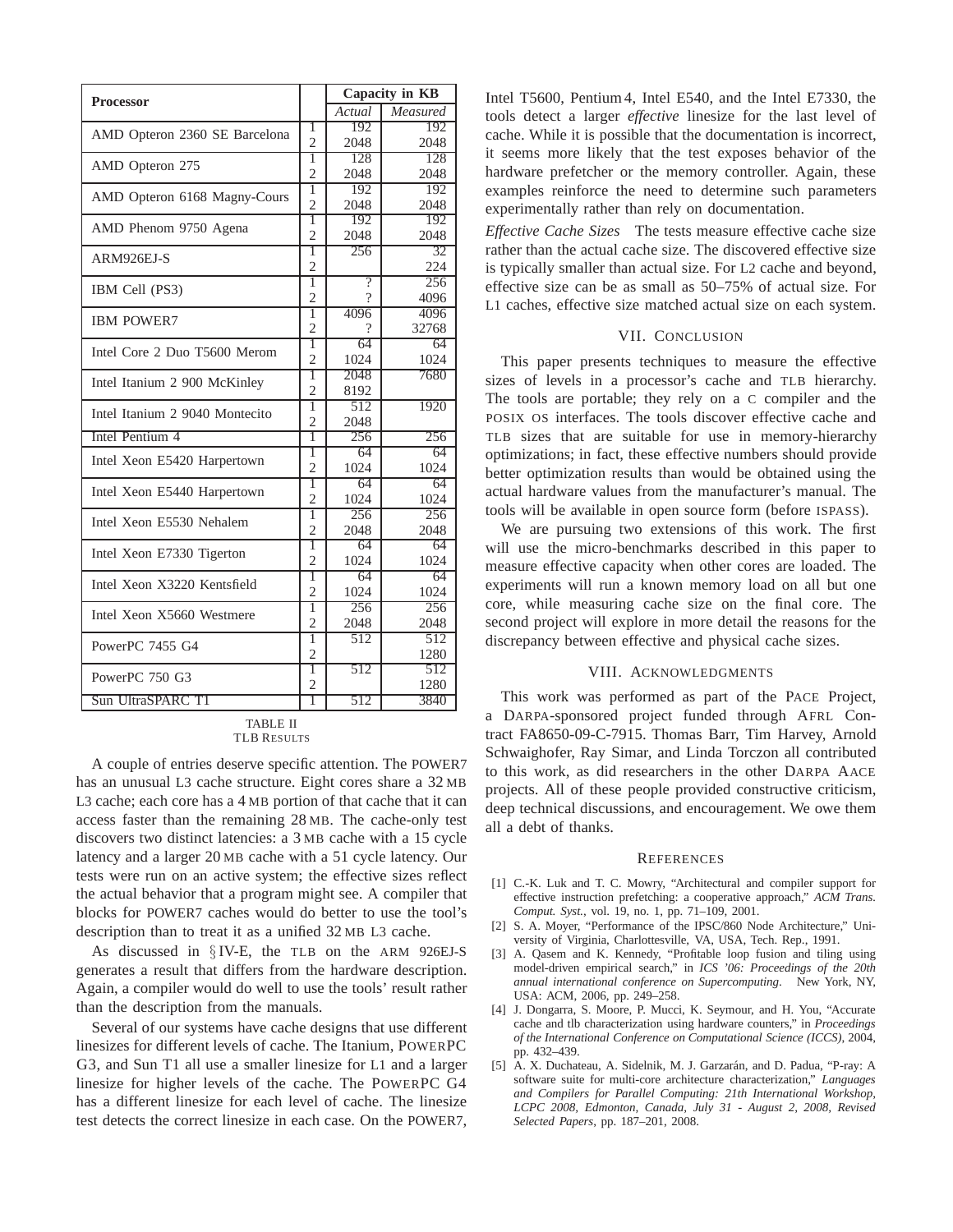| Processor | | Capacity in KB | |
|---|---|---|---|
| | | *Actual* | *Measured* |
| AMD Opteron 2360 SE Barcelona | 1 | 192 | 192 |
| | 2 | 2048 | 2048 |
| AMD Opteron 275 | 1 | 128 | 128 |
| | 2 | 2048 | 2048 |
| AMD Opteron 6168 Magny-Cours | 1 | 192 | 192 |
| | 2 | 2048 | 2048 |
| AMD Phenom 9750 Agena | 1 | 192 | 192 |
| | 2 | 2048 | 2048 |
| ARM926EJ-S | 1 | 256 | 32 |
| | 2 | | 224 |
| IBM Cell (PS3) | 1 | ? | 256 |
| | 2 | ? | 4096 |
| IBM POWER7 | 1 | 4096 | 4096 |
| | 2 | ? | 32768 |
| Intel Core 2 Duo T5600 Merom | 1 | 64 | 64 |
| | 2 | 1024 | 1024 |
| Intel Itanium 2 900 McKinley | 1 | 2048 | 7680 |
| | 2 | 8192 | |
| Intel Itanium 2 9040 Montecito | 1 | 512 | 1920 |
| | 2 | 2048 | |
| Intel Pentium 4 | 1 | 256 | 256 |
| Intel Xeon E5420 Harpertown | 1 | 64 | 64 |
| | 2 | 1024 | 1024 |
| Intel Xeon E5440 Harpertown | 1 | 64 | 64 |
| | 2 | 1024 | 1024 |
| Intel Xeon E5530 Nehalem | 1 | 256 | 256 |
| | 2 | 2048 | 2048 |
| Intel Xeon E7330 Tigerton | 1 | 64 | 64 |
| | 2 | 1024 | 1024 |
| Intel Xeon X3220 Kentsfield | 1 | 64 | 64 |
| | 2 | 1024 | 1024 |
| Intel Xeon X5660 Westmere | 1 | 256 | 256 |
| | 2 | 2048 | 2048 |
| PowerPC 7455 G4 | 1 | 512 | 512 |
| | 2 | | 1280 |
| PowerPC 750 G3 | 1 | 512 | 512 |
| | 2 | | 1280 |
| Sun UltraSPARC T1 | 1 | 512 | 3840 |

TABLE II
TLB RESULTS

A couple of entries deserve specific attention. The POWER7 has an unusual L3 cache structure. Eight cores share a 32 MB L3 cache; each core has a 4 MB portion of that cache that it can access faster than the remaining 28 MB. The cache-only test discovers two distinct latencies: a 3 MB cache with a 15 cycle latency and a larger 20 MB cache with a 51 cycle latency. Our tests were run on an active system; the effective sizes reflect the actual behavior that a program might see. A compiler that blocks for POWER7 caches would do better to use the tool's description than to treat it as a unified 32 MB L3 cache.

As discussed in § IV-E, the TLB on the ARM 926EJ-S generates a result that differs from the hardware description. Again, a compiler would do well to use the tools' result rather than the description from the manuals.

Several of our systems have cache designs that use different linesizes for different levels of cache. The Itanium, POWERPC G3, and Sun T1 all use a smaller linesize for L1 and a larger linesize for higher levels of the cache. The POWERPC G4 has a different linesize for each level of cache. The linesize test detects the correct linesize in each case. On the POWER7, Intel T5600, Pentium 4, Intel E540, and the Intel E7330, the tools detect a larger *effective* linesize for the last level of cache. While it is possible that the documentation is incorrect, it seems more likely that the test exposes behavior of the hardware prefetcher or the memory controller. Again, these examples reinforce the need to determine such parameters experimentally rather than rely on documentation.

*Effective Cache Sizes* The tests measure effective cache size rather than the actual cache size. The discovered effective size is typically smaller than actual size. For L2 cache and beyond, effective size can be as small as 50–75% of actual size. For L1 caches, effective size matched actual size on each system.

## VII. CONCLUSION

This paper presents techniques to measure the effective sizes of levels in a processor's cache and TLB hierarchy. The tools are portable; they rely on a C compiler and the POSIX OS interfaces. The tools discover effective cache and TLB sizes that are suitable for use in memory-hierarchy optimizations; in fact, these effective numbers should provide better optimization results than would be obtained using the actual hardware values from the manufacturer's manual. The tools will be available in open source form (before ISPASS).

We are pursuing two extensions of this work. The first will use the micro-benchmarks described in this paper to measure effective capacity when other cores are loaded. The experiments will run a known memory load on all but one core, while measuring cache size on the final core. The second project will explore in more detail the reasons for the discrepancy between effective and physical cache sizes.

## VIII. ACKNOWLEDGMENTS

This work was performed as part of the PACE Project, a DARPA-sponsored project funded through AFRL Contract FA8650-09-C-7915. Thomas Barr, Tim Harvey, Arnold Schwaighofer, Ray Simar, and Linda Torczon all contributed to this work, as did researchers in the other DARPA AACE projects. All of these people provided constructive criticism, deep technical discussions, and encouragement. We owe them all a debt of thanks.

## REFERENCES

[1] C.-K. Luk and T. C. Mowry, "Architectural and compiler support for effective instruction prefetching: a cooperative approach," *ACM Trans. Comput. Syst.*, vol. 19, no. 1, pp. 71–109, 2001.

[2] S. A. Moyer, "Performance of the IPSC/860 Node Architecture," University of Virginia, Charlottesville, VA, USA, Tech. Rep., 1991.

[3] A. Qasem and K. Kennedy, "Profitable loop fusion and tiling using model-driven empirical search," in *ICS '06: Proceedings of the 20th annual international conference on Supercomputing*. New York, NY, USA: ACM, 2006, pp. 249–258.

[4] J. Dongarra, S. Moore, P. Mucci, K. Seymour, and H. You, "Accurate cache and tlb characterization using hardware counters," in *Proceedings of the International Conference on Computational Science (ICCS)*, 2004, pp. 432–439.

[5] A. X. Duchateau, A. Sidelnik, M. J. Garzarán, and D. Padua, "P-ray: A software suite for multi-core architecture characterization," *Languages and Compilers for Parallel Computing: 21th International Workshop, LCPC 2008, Edmonton, Canada, July 31 - August 2, 2008, Revised Selected Papers*, pp. 187–201, 2008.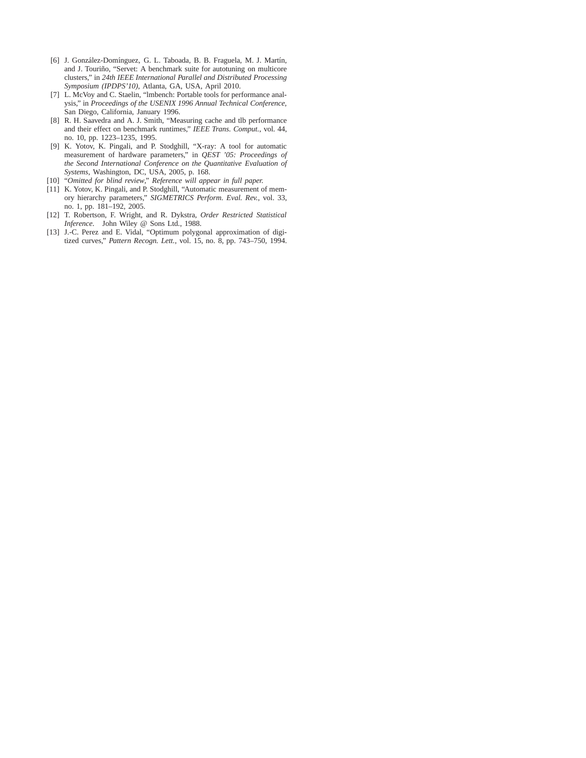[6] J. González-Domínguez, G. L. Taboada, B. B. Fraguela, M. J. Martín, and J. Touriño, "Servet: A benchmark suite for autotuning on multicore clusters," in *24th IEEE International Parallel and Distributed Processing Symposium (IPDPS'10)*, Atlanta, GA, USA, April 2010.

[7] L. McVoy and C. Staelin, "lmbench: Portable tools for performance analysis," in *Proceedings of the USENIX 1996 Annual Technical Conference*, San Diego, California, January 1996.

[8] R. H. Saavedra and A. J. Smith, "Measuring cache and tlb performance and their effect on benchmark runtimes," *IEEE Trans. Comput.*, vol. 44, no. 10, pp. 1223–1235, 1995.

[9] K. Yotov, K. Pingali, and P. Stodghill, "X-ray: A tool for automatic measurement of hardware parameters," in *QEST '05: Proceedings of the Second International Conference on the Quantitative Evaluation of Systems*, Washington, DC, USA, 2005, p. 168.

[10] "*Omitted for blind review*," *Reference will appear in full paper.*

[11] K. Yotov, K. Pingali, and P. Stodghill, "Automatic measurement of memory hierarchy parameters," *SIGMETRICS Perform. Eval. Rev.*, vol. 33, no. 1, pp. 181–192, 2005.

[12] T. Robertson, F. Wright, and R. Dykstra, *Order Restricted Statistical Inference*. John Wiley @ Sons Ltd., 1988.

[13] J.-C. Perez and E. Vidal, "Optimum polygonal approximation of digitized curves," *Pattern Recogn. Lett.*, vol. 15, no. 8, pp. 743–750, 1994.